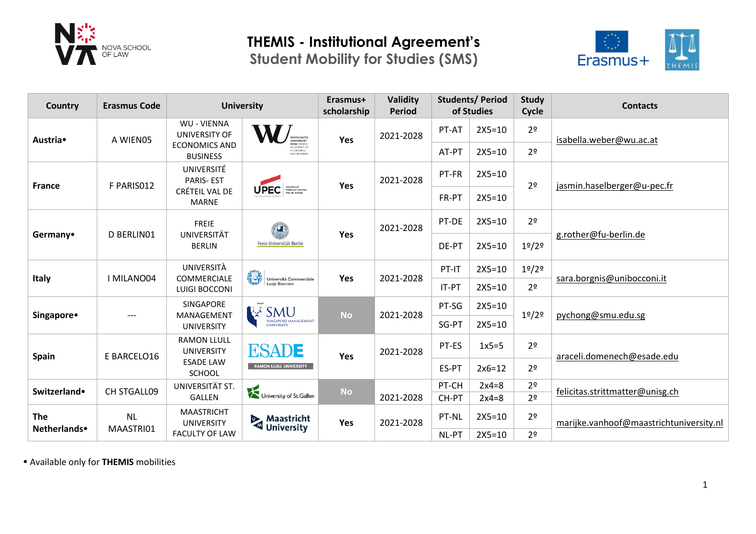# THEMIS - Institutional Agreement's

## Student Mobility for Studies (SMS)

| Country | Erasmus Code | University | Erasmus+ scholarship | Validity Period | Students/ Period of Studies | | Study Cycle | Contacts |
|---|---|---|---|---|---|---|---|---|
| Austria• | A WIEN05 | WU - VIENNA UNIVERSITY OF ECONOMICS AND BUSINESS | Yes | 2021-2028 | PT-AT | 2X5=10 | 2º | isabella.weber@wu.ac.at |
| | | | | | AT-PT | 2X5=10 | 2º | |
| France | F PARIS012 | UNIVERSITÉ PARIS- EST CRÉTEIL VAL DE MARNE | Yes | 2021-2028 | PT-FR | 2X5=10 | 2º | jasmin.haselberger@u-pec.fr |
| | | | | | FR-PT | 2X5=10 | | |
| Germany• | D BERLIN01 | FREIE UNIVERSITÄT BERLIN | Yes | 2021-2028 | PT-DE | 2X5=10 | 2º | g.rother@fu-berlin.de |
| | | | | | DE-PT | 2X5=10 | 1º/2º | |
| Italy | I MILANO04 | UNIVERSITÀ COMMERCIALE LUIGI BOCCONI | Yes | 2021-2028 | PT-IT | 2X5=10 | 1º/2º | sara.borgnis@unibocconi.it |
| | | | | | IT-PT | 2X5=10 | 2º | |
| Singapore• | --- | SINGAPORE MANAGEMENT UNIVERSITY | No | 2021-2028 | PT-SG | 2X5=10 | 1º/2º | pychong@smu.edu.sg |
| | | | | | SG-PT | 2X5=10 | | |
| Spain | E BARCELO16 | RAMON LLULL UNIVERSITY ESADE LAW SCHOOL | Yes | 2021-2028 | PT-ES | 1x5=5 | 2º | araceli.domenech@esade.edu |
| | | | | | ES-PT | 2x6=12 | 2º | |
| Switzerland• | CH STGALL09 | UNIVERSITÄT ST. GALLEN | No | 2021-2028 | PT-CH | 2x4=8 | 2º | felicitas.strittmatter@unisg.ch |
| | | | | | CH-PT | 2x4=8 | 2º | |
| The Netherlands• | NL MAASTRI01 | MAASTRICHT UNIVERSITY FACULTY OF LAW | Yes | 2021-2028 | PT-NL | 2X5=10 | 2º | marijke.vanhoof@maastrichtuniversity.nl |
| | | | | | NL-PT | 2X5=10 | 2º | |

• Available only for **THEMIS** mobilities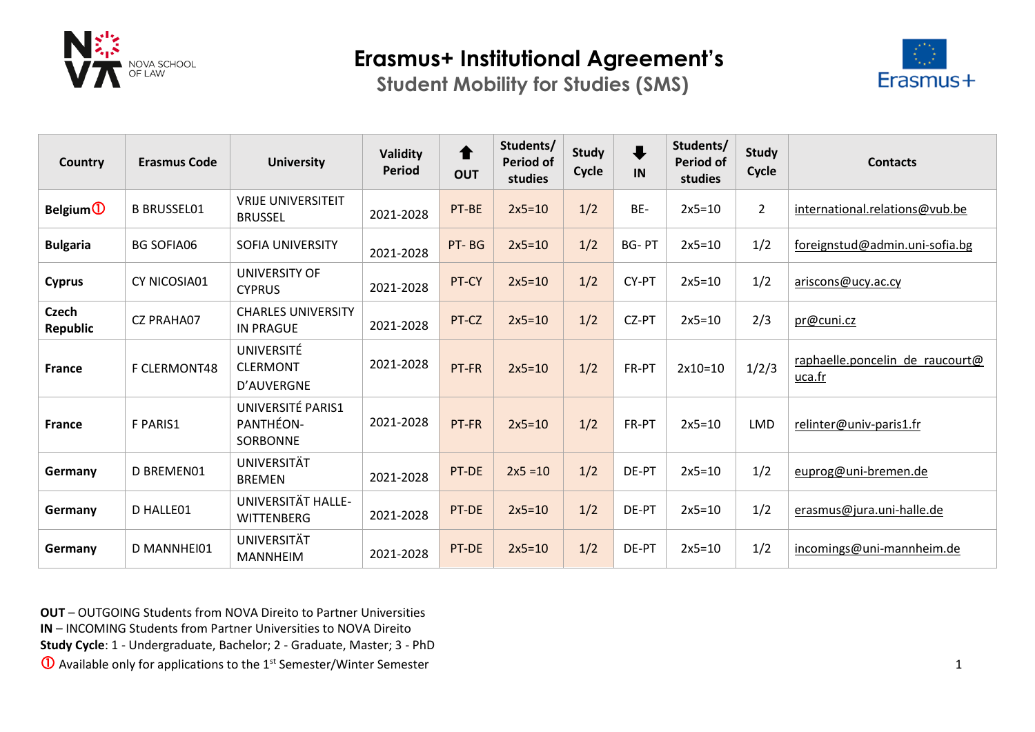# Erasmus+ Institutional Agreement's

## Student Mobility for Studies (SMS)

| Country | Erasmus Code | University | Validity Period | ⬆ OUT | Students/ Period of studies | Study Cycle | ⬇ IN | Students/ Period of studies | Study Cycle | Contacts |
|---|---|---|---|---|---|---|---|---|---|---|
| **Belgium**① | B BRUSSEL01 | VRIJE UNIVERSITEIT BRUSSEL | 2021-2028 | PT-BE | 2x5=10 | 1/2 | BE- | 2x5=10 | 2 | international.relations@vub.be |
| **Bulgaria** | BG SOFIA06 | SOFIA UNIVERSITY | 2021-2028 | PT- BG | 2x5=10 | 1/2 | BG- PT | 2x5=10 | 1/2 | foreignstud@admin.uni-sofia.bg |
| **Cyprus** | CY NICOSIA01 | UNIVERSITY OF CYPRUS | 2021-2028 | PT-CY | 2x5=10 | 1/2 | CY-PT | 2x5=10 | 1/2 | ariscons@ucy.ac.cy |
| **Czech Republic** | CZ PRAHA07 | CHARLES UNIVERSITY IN PRAGUE | 2021-2028 | PT-CZ | 2x5=10 | 1/2 | CZ-PT | 2x5=10 | 2/3 | pr@cuni.cz |
| **France** | F CLERMONT48 | UNIVERSITÉ CLERMONT D'AUVERGNE | 2021-2028 | PT-FR | 2x5=10 | 1/2 | FR-PT | 2x10=10 | 1/2/3 | raphaelle.poncelin_de_raucourt@uca.fr |
| **France** | F PARIS1 | UNIVERSITÉ PARIS1 PANTHÉON-SORBONNE | 2021-2028 | PT-FR | 2x5=10 | 1/2 | FR-PT | 2x5=10 | LMD | relinter@univ-paris1.fr |
| **Germany** | D BREMEN01 | UNIVERSITÄT BREMEN | 2021-2028 | PT-DE | 2x5 =10 | 1/2 | DE-PT | 2x5=10 | 1/2 | euprog@uni-bremen.de |
| **Germany** | D HALLE01 | UNIVERSITÄT HALLE-WITTENBERG | 2021-2028 | PT-DE | 2x5=10 | 1/2 | DE-PT | 2x5=10 | 1/2 | erasmus@jura.uni-halle.de |
| **Germany** | D MANNHEI01 | UNIVERSITÄT MANNHEIM | 2021-2028 | PT-DE | 2x5=10 | 1/2 | DE-PT | 2x5=10 | 1/2 | incomings@uni-mannheim.de |

**OUT** – OUTGOING Students from NOVA Direito to Partner Universities
**IN** – INCOMING Students from Partner Universities to NOVA Direito
**Study Cycle**: 1 - Undergraduate, Bachelor; 2 - Graduate, Master; 3 - PhD
① Available only for applications to the 1st Semester/Winter Semester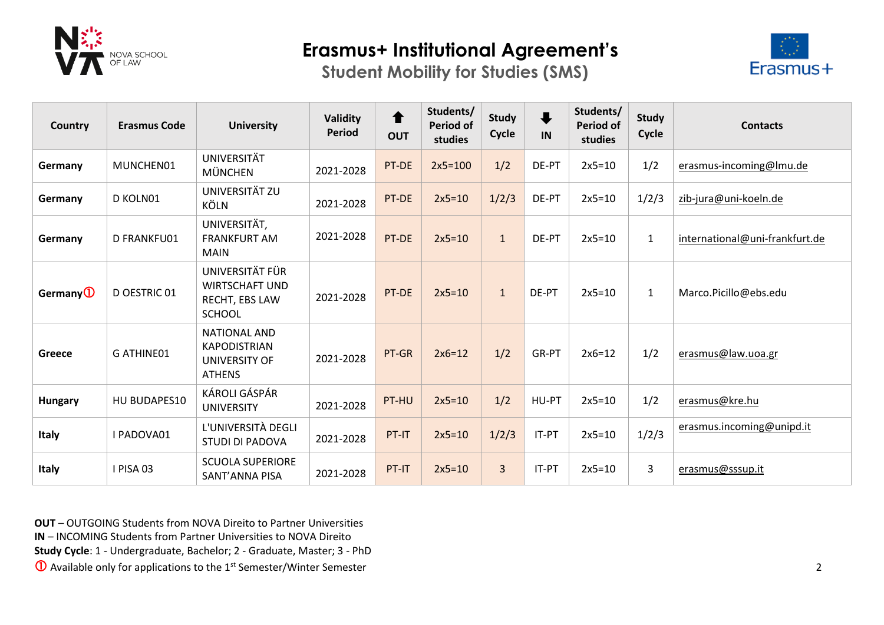# Erasmus+ Institutional Agreement's

## Student Mobility for Studies (SMS)

| Country | Erasmus Code | University | Validity Period | OUT | Students/ Period of studies | Study Cycle | IN | Students/ Period of studies | Study Cycle | Contacts |
|---|---|---|---|---|---|---|---|---|---|---|
| **Germany** | MUNCHEN01 | UNIVERSITÄT MÜNCHEN | 2021-2028 | PT-DE | 2x5=100 | 1/2 | DE-PT | 2x5=10 | 1/2 | erasmus-incoming@lmu.de |
| **Germany** | D KOLN01 | UNIVERSITÄT ZU KÖLN | 2021-2028 | PT-DE | 2x5=10 | 1/2/3 | DE-PT | 2x5=10 | 1/2/3 | zib-jura@uni-koeln.de |
| **Germany** | D FRANKFU01 | UNIVERSITÄT, FRANKFURT AM MAIN | 2021-2028 | PT-DE | 2x5=10 | 1 | DE-PT | 2x5=10 | 1 | international@uni-frankfurt.de |
| **Germany**① | D OESTRIC 01 | UNIVERSITÄT FÜR WIRTSCHAFT UND RECHT, EBS LAW SCHOOL | 2021-2028 | PT-DE | 2x5=10 | 1 | DE-PT | 2x5=10 | 1 | Marco.Picillo@ebs.edu |
| **Greece** | G ATHINE01 | NATIONAL AND KAPODISTRIAN UNIVERSITY OF ATHENS | 2021-2028 | PT-GR | 2x6=12 | 1/2 | GR-PT | 2x6=12 | 1/2 | erasmus@law.uoa.gr |
| **Hungary** | HU BUDAPES10 | KÁROLI GÁSPÁR UNIVERSITY | 2021-2028 | PT-HU | 2x5=10 | 1/2 | HU-PT | 2x5=10 | 1/2 | erasmus@kre.hu |
| **Italy** | I PADOVA01 | L'UNIVERSITÀ DEGLI STUDI DI PADOVA | 2021-2028 | PT-IT | 2x5=10 | 1/2/3 | IT-PT | 2x5=10 | 1/2/3 | erasmus.incoming@unipd.it |
| **Italy** | I PISA 03 | SCUOLA SUPERIORE SANT'ANNA PISA | 2021-2028 | PT-IT | 2x5=10 | 3 | IT-PT | 2x5=10 | 3 | erasmus@sssup.it |

**OUT** – OUTGOING Students from NOVA Direito to Partner Universities
**IN** – INCOMING Students from Partner Universities to NOVA Direito
**Study Cycle**: 1 - Undergraduate, Bachelor; 2 - Graduate, Master; 3 - PhD
① Available only for applications to the 1st Semester/Winter Semester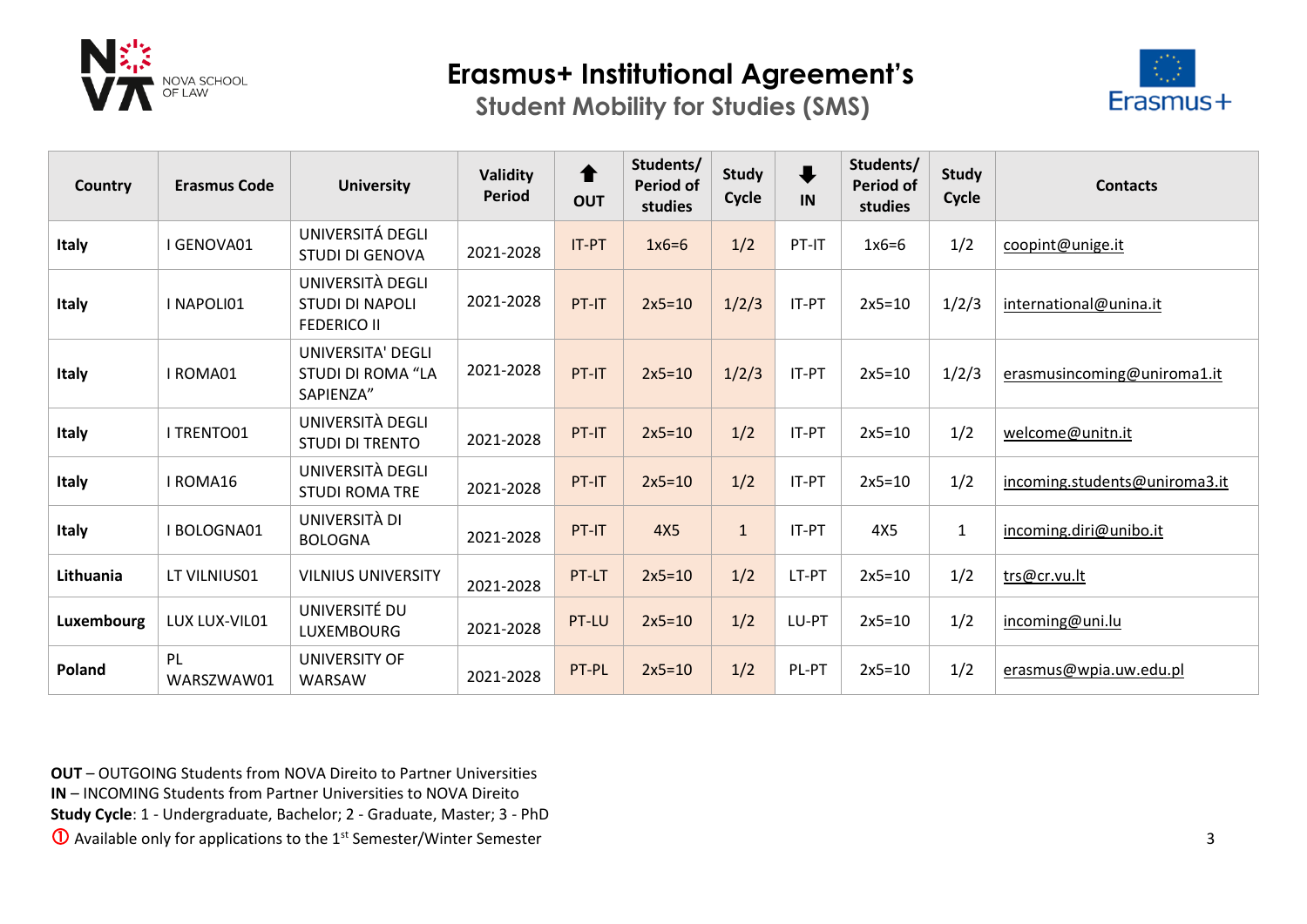# Erasmus+ Institutional Agreement's

## Student Mobility for Studies (SMS)

| Country | Erasmus Code | University | Validity Period | ⬆ OUT | Students/ Period of studies | Study Cycle | ⬇ IN | Students/ Period of studies | Study Cycle | Contacts |
|---|---|---|---|---|---|---|---|---|---|---|
| **Italy** | I GENOVA01 | UNIVERSITÁ DEGLI STUDI DI GENOVA | 2021-2028 | IT-PT | 1x6=6 | 1/2 | PT-IT | 1x6=6 | 1/2 | coopint@unige.it |
| **Italy** | I NAPOLI01 | UNIVERSITÀ DEGLI STUDI DI NAPOLI FEDERICO II | 2021-2028 | PT-IT | 2x5=10 | 1/2/3 | IT-PT | 2x5=10 | 1/2/3 | international@unina.it |
| **Italy** | I ROMA01 | UNIVERSITA' DEGLI STUDI DI ROMA "LA SAPIENZA" | 2021-2028 | PT-IT | 2x5=10 | 1/2/3 | IT-PT | 2x5=10 | 1/2/3 | erasmusincoming@uniroma1.it |
| **Italy** | I TRENTO01 | UNIVERSITÀ DEGLI STUDI DI TRENTO | 2021-2028 | PT-IT | 2x5=10 | 1/2 | IT-PT | 2x5=10 | 1/2 | welcome@unitn.it |
| **Italy** | I ROMA16 | UNIVERSITÀ DEGLI STUDI ROMA TRE | 2021-2028 | PT-IT | 2x5=10 | 1/2 | IT-PT | 2x5=10 | 1/2 | incoming.students@uniroma3.it |
| **Italy** | I BOLOGNA01 | UNIVERSITÀ DI BOLOGNA | 2021-2028 | PT-IT | 4X5 | 1 | IT-PT | 4X5 | 1 | incoming.diri@unibo.it |
| **Lithuania** | LT VILNIUS01 | VILNIUS UNIVERSITY | 2021-2028 | PT-LT | 2x5=10 | 1/2 | LT-PT | 2x5=10 | 1/2 | trs@cr.vu.lt |
| **Luxembourg** | LUX LUX-VIL01 | UNIVERSITÉ DU LUXEMBOURG | 2021-2028 | PT-LU | 2x5=10 | 1/2 | LU-PT | 2x5=10 | 1/2 | incoming@uni.lu |
| **Poland** | PL WARSZWAW01 | UNIVERSITY OF WARSAW | 2021-2028 | PT-PL | 2x5=10 | 1/2 | PL-PT | 2x5=10 | 1/2 | erasmus@wpia.uw.edu.pl |

**OUT** – OUTGOING Students from NOVA Direito to Partner Universities
**IN** – INCOMING Students from Partner Universities to NOVA Direito
**Study Cycle**: 1 - Undergraduate, Bachelor; 2 - Graduate, Master; 3 - PhD
① Available only for applications to the 1st Semester/Winter Semester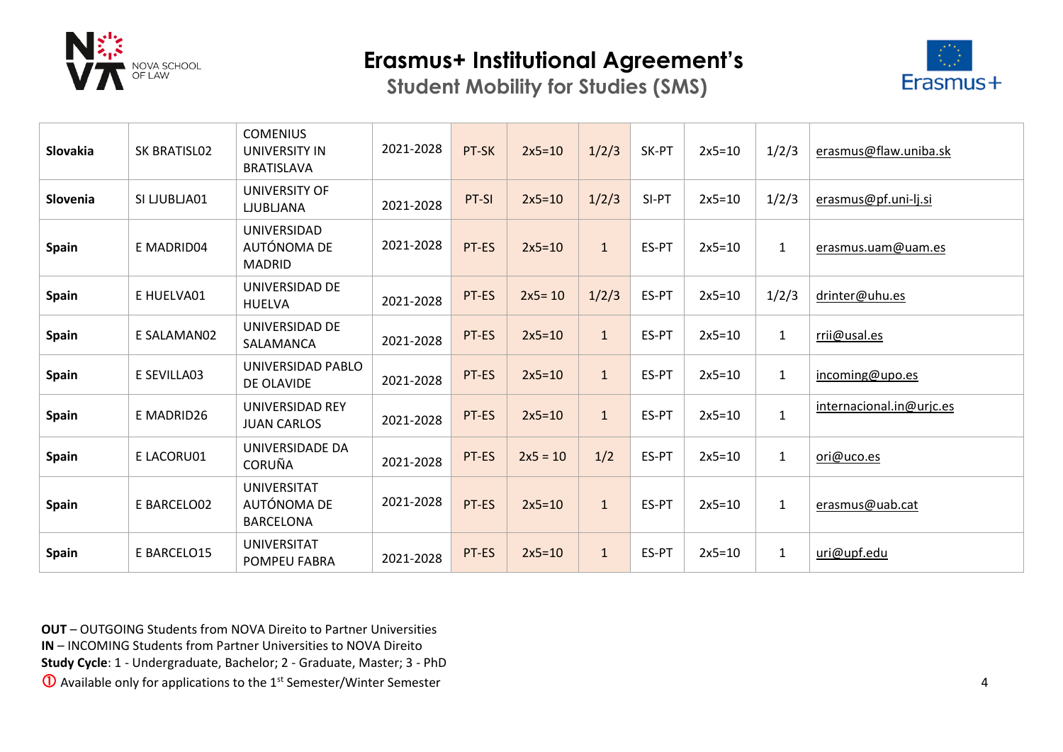# Erasmus+ Institutional Agreement's

## Student Mobility for Studies (SMS)

| | | | | | | | | | | |
|---|---|---|---|---|---|---|---|---|---|---|
| **Slovakia** | SK BRATISL02 | COMENIUS UNIVERSITY IN BRATISLAVA | 2021-2028 | PT-SK | 2x5=10 | 1/2/3 | SK-PT | 2x5=10 | 1/2/3 | erasmus@flaw.uniba.sk |
| **Slovenia** | SI LJUBLJA01 | UNIVERSITY OF LJUBLJANA | 2021-2028 | PT-SI | 2x5=10 | 1/2/3 | SI-PT | 2x5=10 | 1/2/3 | erasmus@pf.uni-lj.si |
| **Spain** | E MADRID04 | UNIVERSIDAD AUTÓNOMA DE MADRID | 2021-2028 | PT-ES | 2x5=10 | 1 | ES-PT | 2x5=10 | 1 | erasmus.uam@uam.es |
| **Spain** | E HUELVA01 | UNIVERSIDAD DE HUELVA | 2021-2028 | PT-ES | 2x5= 10 | 1/2/3 | ES-PT | 2x5=10 | 1/2/3 | drinter@uhu.es |
| **Spain** | E SALAMAN02 | UNIVERSIDAD DE SALAMANCA | 2021-2028 | PT-ES | 2x5=10 | 1 | ES-PT | 2x5=10 | 1 | rrii@usal.es |
| **Spain** | E SEVILLA03 | UNIVERSIDAD PABLO DE OLAVIDE | 2021-2028 | PT-ES | 2x5=10 | 1 | ES-PT | 2x5=10 | 1 | incoming@upo.es |
| **Spain** | E MADRID26 | UNIVERSIDAD REY JUAN CARLOS | 2021-2028 | PT-ES | 2x5=10 | 1 | ES-PT | 2x5=10 | 1 | internacional.in@urjc.es |
| **Spain** | E LACORU01 | UNIVERSIDADE DA CORUÑA | 2021-2028 | PT-ES | 2x5 = 10 | 1/2 | ES-PT | 2x5=10 | 1 | ori@uco.es |
| **Spain** | E BARCELO02 | UNIVERSITAT AUTÓNOMA DE BARCELONA | 2021-2028 | PT-ES | 2x5=10 | 1 | ES-PT | 2x5=10 | 1 | erasmus@uab.cat |
| **Spain** | E BARCELO15 | UNIVERSITAT POMPEU FABRA | 2021-2028 | PT-ES | 2x5=10 | 1 | ES-PT | 2x5=10 | 1 | uri@upf.edu |

**OUT** – OUTGOING Students from NOVA Direito to Partner Universities
**IN** – INCOMING Students from Partner Universities to NOVA Direito
**Study Cycle**: 1 - Undergraduate, Bachelor; 2 - Graduate, Master; 3 - PhD
① Available only for applications to the 1st Semester/Winter Semester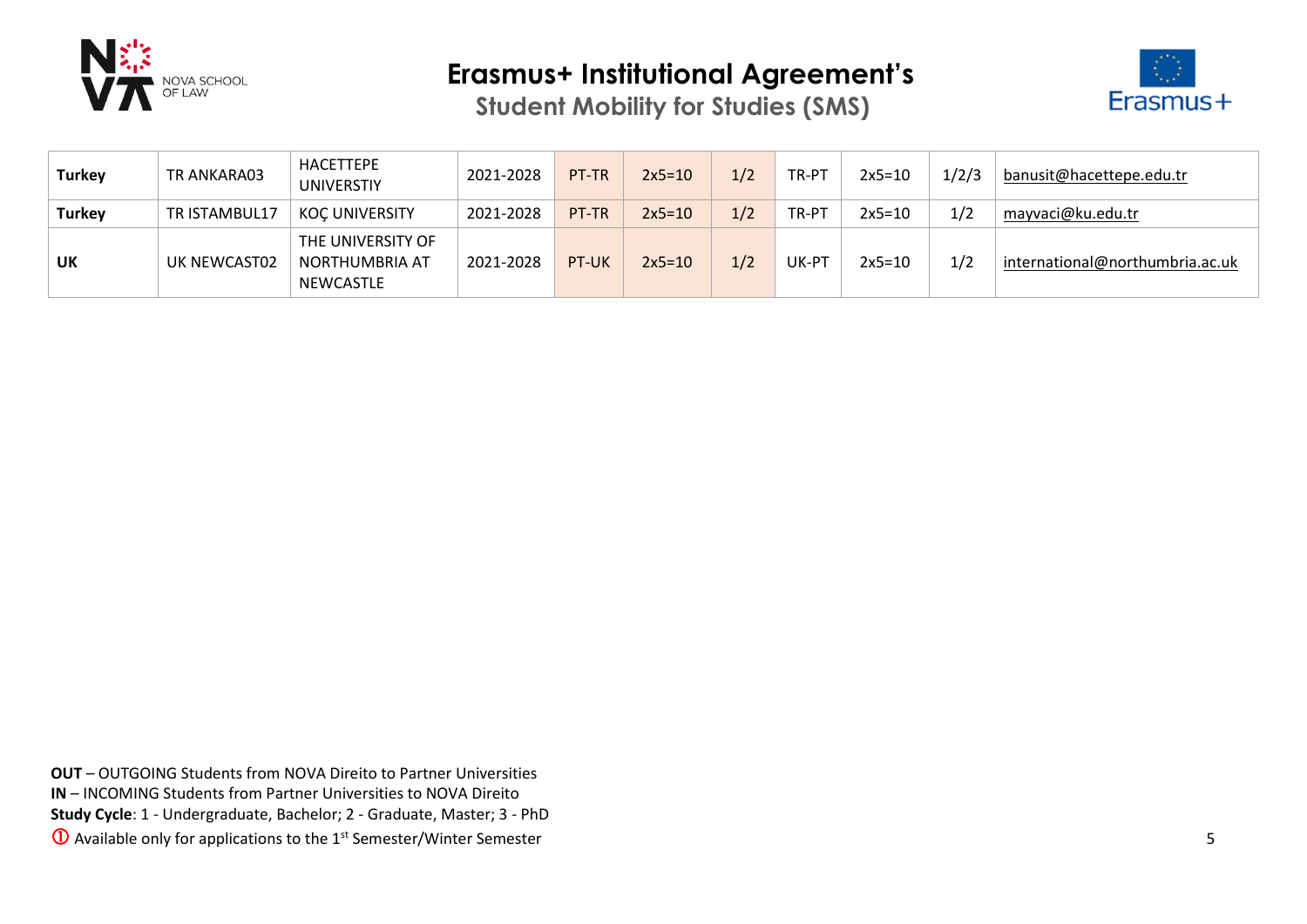# Erasmus+ Institutional Agreement's

## Student Mobility for Studies (SMS)

| | | | | | | | | | | |
|---|---|---|---|---|---|---|---|---|---|---|
| **Turkey** | TR ANKARA03 | HACETTEPE UNIVERSTIY | 2021-2028 | PT-TR | 2x5=10 | 1/2 | TR-PT | 2x5=10 | 1/2/3 | banusit@hacettepe.edu.tr |
| **Turkey** | TR ISTAMBUL17 | KOÇ UNIVERSITY | 2021-2028 | PT-TR | 2x5=10 | 1/2 | TR-PT | 2x5=10 | 1/2 | mayvaci@ku.edu.tr |
| **UK** | UK NEWCAST02 | THE UNIVERSITY OF NORTHUMBRIA AT NEWCASTLE | 2021-2028 | PT-UK | 2x5=10 | 1/2 | UK-PT | 2x5=10 | 1/2 | international@northumbria.ac.uk |

**OUT** – OUTGOING Students from NOVA Direito to Partner Universities
**IN** – INCOMING Students from Partner Universities to NOVA Direito
**Study Cycle**: 1 - Undergraduate, Bachelor; 2 - Graduate, Master; 3 - PhD
① Available only for applications to the 1st Semester/Winter Semester